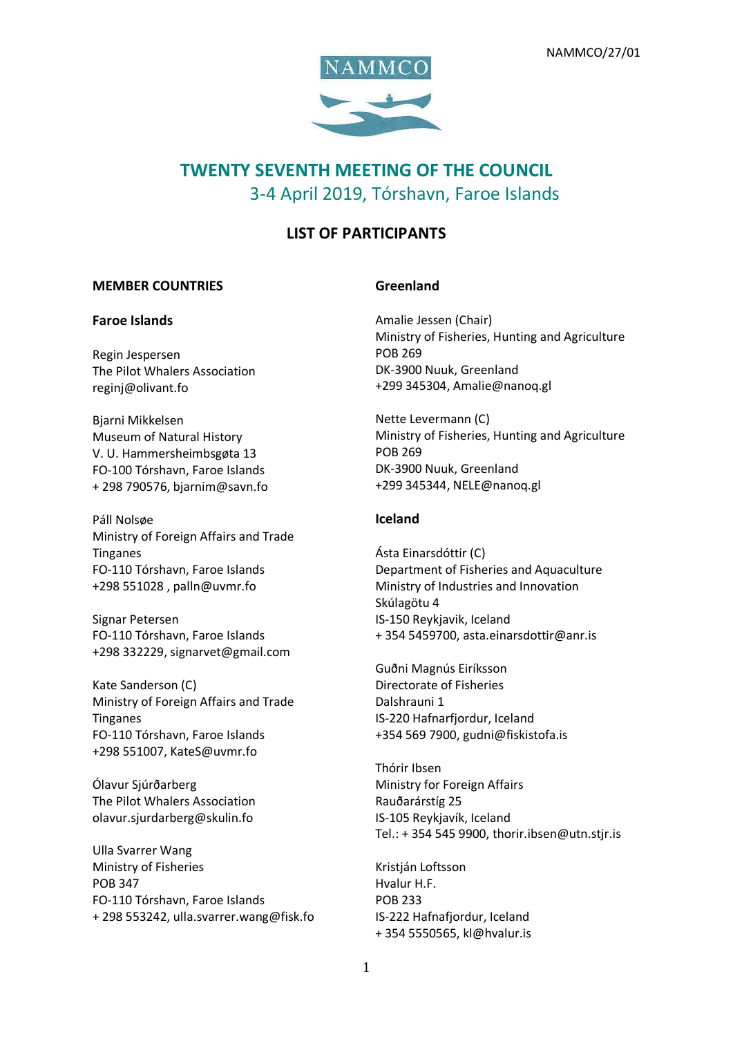NAMMCO/27/01

NAMMCO

# TWENTY SEVENTH MEETING OF THE COUNCIL

3-4 April 2019, Tórshavn, Faroe Islands

## LIST OF PARTICIPANTS

### MEMBER COUNTRIES

### Faroe Islands

Regin Jespersen
The Pilot Whalers Association
reginj@olivant.fo

Bjarni Mikkelsen
Museum of Natural History
V. U. Hammersheimbsgøta 13
FO-100 Tórshavn, Faroe Islands
+ 298 790576, bjarnim@savn.fo

Páll Nolsøe
Ministry of Foreign Affairs and Trade
Tinganes
FO-110 Tórshavn, Faroe Islands
+298 551028 , palln@uvmr.fo

Signar Petersen
FO-110 Tórshavn, Faroe Islands
+298 332229, signarvet@gmail.com

Kate Sanderson (C)
Ministry of Foreign Affairs and Trade
Tinganes
FO-110 Tórshavn, Faroe Islands
+298 551007, KateS@uvmr.fo

Ólavur Sjúrðarberg
The Pilot Whalers Association
olavur.sjurdarberg@skulin.fo

Ulla Svarrer Wang
Ministry of Fisheries
POB 347
FO-110 Tórshavn, Faroe Islands
+ 298 553242, ulla.svarrer.wang@fisk.fo

### Greenland

Amalie Jessen (Chair)
Ministry of Fisheries, Hunting and Agriculture
POB 269
DK-3900 Nuuk, Greenland
+299 345304, Amalie@nanoq.gl

Nette Levermann (C)
Ministry of Fisheries, Hunting and Agriculture
POB 269
DK-3900 Nuuk, Greenland
+299 345344, NELE@nanoq.gl

### Iceland

Ásta Einarsdóttir (C)
Department of Fisheries and Aquaculture
Ministry of Industries and Innovation
Skúlagötu 4
IS-150 Reykjavik, Iceland
+ 354 5459700, asta.einarsdottir@anr.is

Guðni Magnús Eiríksson
Directorate of Fisheries
Dalshrauni 1
IS-220 Hafnarfjordur, Iceland
+354 569 7900, gudni@fiskistofa.is

Thórir Ibsen
Ministry for Foreign Affairs
Rauðarárstíg 25
IS-105 Reykjavík, Iceland
Tel.: + 354 545 9900, thorir.ibsen@utn.stjr.is

Kristján Loftsson
Hvalur H.F.
POB 233
IS-222 Hafnafjordur, Iceland
+ 354 5550565, kl@hvalur.is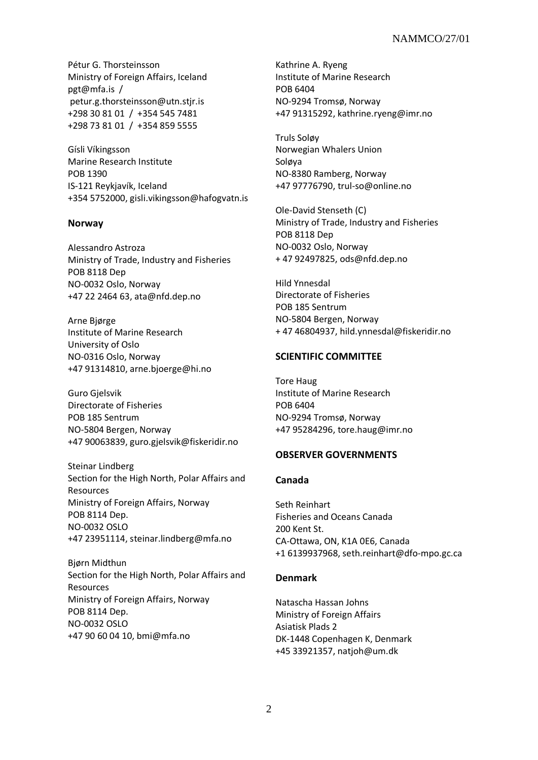Pétur G. Thorsteinsson
Ministry of Foreign Affairs, Iceland
pgt@mfa.is /
petur.g.thorsteinsson@utn.stjr.is
+298 30 81 01 / +354 545 7481
+298 73 81 01 / +354 859 5555

Gísli Víkingsson
Marine Research Institute
POB 1390
IS-121 Reykjavík, Iceland
+354 5752000, gisli.vikingsson@hafogvatn.is

### Norway

Alessandro Astroza
Ministry of Trade, Industry and Fisheries
POB 8118 Dep
NO-0032 Oslo, Norway
+47 22 2464 63, ata@nfd.dep.no

Arne Bjørge
Institute of Marine Research
University of Oslo
NO-0316 Oslo, Norway
+47 91314810, arne.bjoerge@hi.no

Guro Gjelsvik
Directorate of Fisheries
POB 185 Sentrum
NO-5804 Bergen, Norway
+47 90063839, guro.gjelsvik@fiskeridir.no

Steinar Lindberg
Section for the High North, Polar Affairs and Resources
Ministry of Foreign Affairs, Norway
POB 8114 Dep.
NO-0032 OSLO
+47 23951114, steinar.lindberg@mfa.no

Bjørn Midthun
Section for the High North, Polar Affairs and Resources
Ministry of Foreign Affairs, Norway
POB 8114 Dep.
NO-0032 OSLO
+47 90 60 04 10, bmi@mfa.no

Kathrine A. Ryeng
Institute of Marine Research
POB 6404
NO-9294 Tromsø, Norway
+47 91315292, kathrine.ryeng@imr.no

Truls Soløy
Norwegian Whalers Union
Soløya
NO-8380 Ramberg, Norway
+47 97776790, trul-so@online.no

Ole-David Stenseth (C)
Ministry of Trade, Industry and Fisheries
POB 8118 Dep
NO-0032 Oslo, Norway
+ 47 92497825, ods@nfd.dep.no

Hild Ynnesdal
Directorate of Fisheries
POB 185 Sentrum
NO-5804 Bergen, Norway
+ 47 46804937, hild.ynnesdal@fiskeridir.no

## SCIENTIFIC COMMITTEE

Tore Haug
Institute of Marine Research
POB 6404
NO-9294 Tromsø, Norway
+47 95284296, tore.haug@imr.no

## OBSERVER GOVERNMENTS

### Canada

Seth Reinhart
Fisheries and Oceans Canada
200 Kent St.
CA-Ottawa, ON, K1A 0E6, Canada
+1 6139937968, seth.reinhart@dfo-mpo.gc.ca

### Denmark

Natascha Hassan Johns
Ministry of Foreign Affairs
Asiatisk Plads 2
DK-1448 Copenhagen K, Denmark
+45 33921357, natjoh@um.dk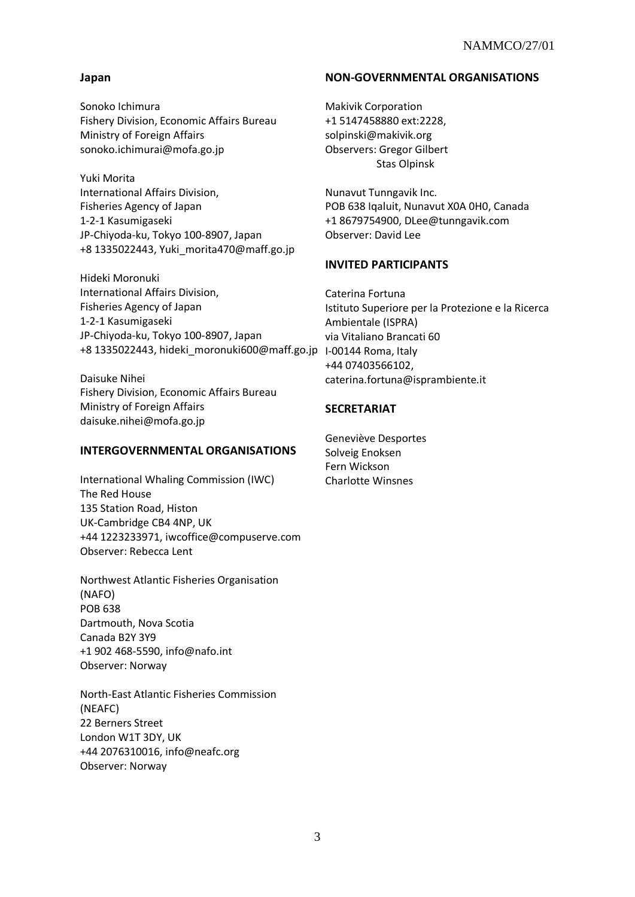### Japan

Sonoko Ichimura
Fishery Division, Economic Affairs Bureau
Ministry of Foreign Affairs
sonoko.ichimurai@mofa.go.jp

Yuki Morita
International Affairs Division,
Fisheries Agency of Japan
1-2-1 Kasumigaseki
JP-Chiyoda-ku, Tokyo 100-8907, Japan
+8 1335022443, Yuki_morita470@maff.go.jp

Hideki Moronuki
International Affairs Division,
Fisheries Agency of Japan
1-2-1 Kasumigaseki
JP-Chiyoda-ku, Tokyo 100-8907, Japan
+8 1335022443, hideki_moronuki600@maff.go.jp

Daisuke Nihei
Fishery Division, Economic Affairs Bureau
Ministry of Foreign Affairs
daisuke.nihei@mofa.go.jp

### INTERGOVERNMENTAL ORGANISATIONS

International Whaling Commission (IWC)
The Red House
135 Station Road, Histon
UK-Cambridge CB4 4NP, UK
+44 1223233971, iwcoffice@compuserve.com
Observer: Rebecca Lent

Northwest Atlantic Fisheries Organisation (NAFO)
POB 638
Dartmouth, Nova Scotia
Canada B2Y 3Y9
+1 902 468-5590, info@nafo.int
Observer: Norway

North-East Atlantic Fisheries Commission (NEAFC)
22 Berners Street
London W1T 3DY, UK
+44 2076310016, info@neafc.org
Observer: Norway

### NON-GOVERNMENTAL ORGANISATIONS

Makivik Corporation
+1 5147458880 ext:2228,
solpinski@makivik.org
Observers: Gregor Gilbert
Stas Olpinsk

Nunavut Tunngavik Inc.
POB 638 Iqaluit, Nunavut X0A 0H0, Canada
+1 8679754900, DLee@tunngavik.com
Observer: David Lee

### INVITED PARTICIPANTS

Caterina Fortuna
Istituto Superiore per la Protezione e la Ricerca Ambientale (ISPRA)
via Vitaliano Brancati 60
I-00144 Roma, Italy
+44 07403566102,
caterina.fortuna@isprambiente.it

### SECRETARIAT

Geneviève Desportes
Solveig Enoksen
Fern Wickson
Charlotte Winsnes